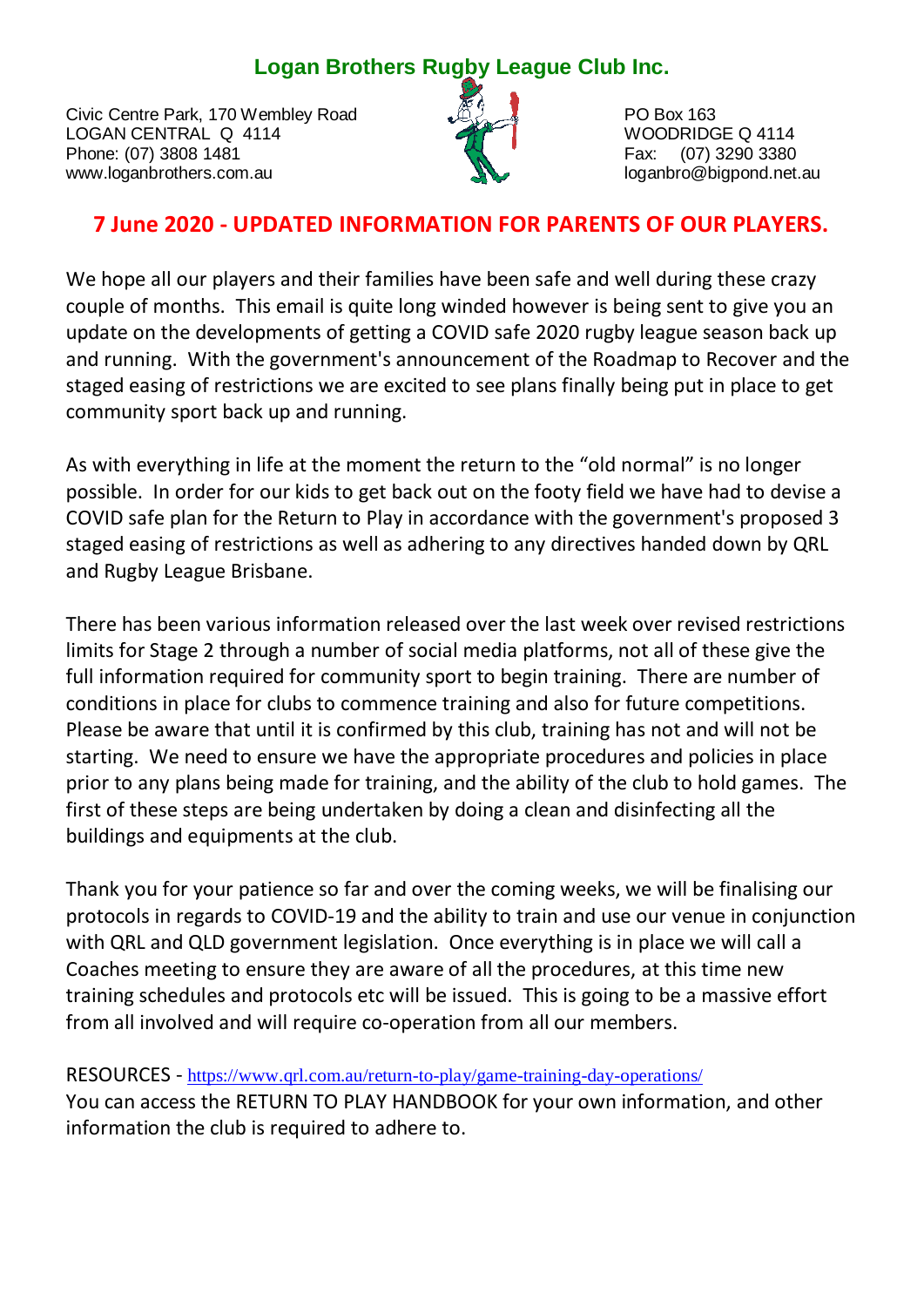# Logan Brothers Rugby League Club Inc.

Civic Centre Park, 170 Wembley Road
LOGAN CENTRAL Q 4114
Phone: (07) 3808 1481
www.loganbrothers.com.au

PO Box 163
WOODRIDGE Q 4114
Fax: (07) 3290 3380
loganbro@bigpond.net.au

## 7 June 2020 - UPDATED INFORMATION FOR PARENTS OF OUR PLAYERS.

We hope all our players and their families have been safe and well during these crazy couple of months. This email is quite long winded however is being sent to give you an update on the developments of getting a COVID safe 2020 rugby league season back up and running. With the government's announcement of the Roadmap to Recover and the staged easing of restrictions we are excited to see plans finally being put in place to get community sport back up and running.

As with everything in life at the moment the return to the "old normal" is no longer possible. In order for our kids to get back out on the footy field we have had to devise a COVID safe plan for the Return to Play in accordance with the government's proposed 3 staged easing of restrictions as well as adhering to any directives handed down by QRL and Rugby League Brisbane.

There has been various information released over the last week over revised restrictions limits for Stage 2 through a number of social media platforms, not all of these give the full information required for community sport to begin training. There are number of conditions in place for clubs to commence training and also for future competitions. Please be aware that until it is confirmed by this club, training has not and will not be starting. We need to ensure we have the appropriate procedures and policies in place prior to any plans being made for training, and the ability of the club to hold games. The first of these steps are being undertaken by doing a clean and disinfecting all the buildings and equipments at the club.

Thank you for your patience so far and over the coming weeks, we will be finalising our protocols in regards to COVID-19 and the ability to train and use our venue in conjunction with QRL and QLD government legislation. Once everything is in place we will call a Coaches meeting to ensure they are aware of all the procedures, at this time new training schedules and protocols etc will be issued. This is going to be a massive effort from all involved and will require co-operation from all our members.

RESOURCES - https://www.qrl.com.au/return-to-play/game-training-day-operations/
You can access the RETURN TO PLAY HANDBOOK for your own information, and other information the club is required to adhere to.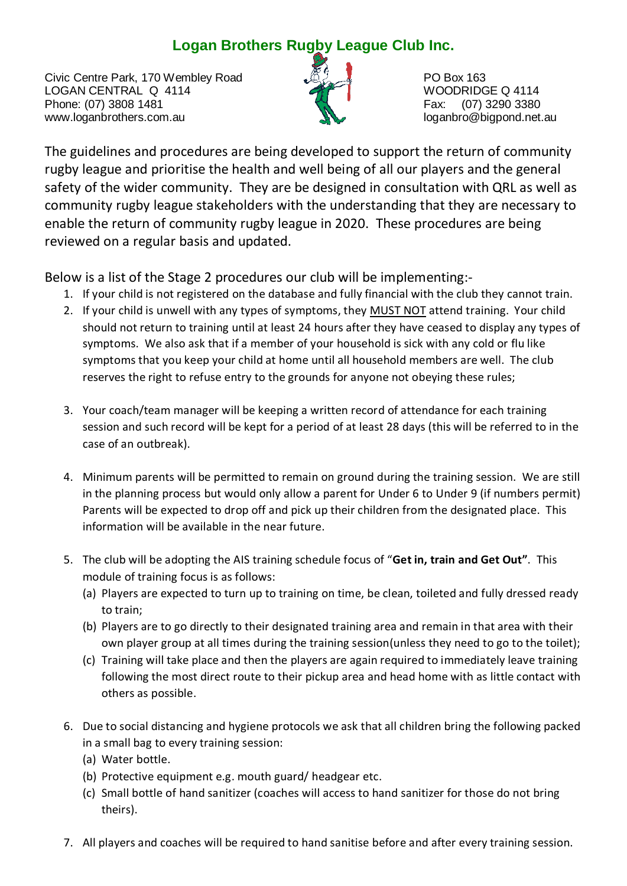# Logan Brothers Rugby League Club Inc.

Civic Centre Park, 170 Wembley Road
LOGAN CENTRAL Q 4114
Phone: (07) 3808 1481
www.loganbrothers.com.au

PO Box 163
WOODRIDGE Q 4114
Fax: (07) 3290 3380
loganbro@bigpond.net.au

The guidelines and procedures are being developed to support the return of community rugby league and prioritise the health and well being of all our players and the general safety of the wider community. They are be designed in consultation with QRL as well as community rugby league stakeholders with the understanding that they are necessary to enable the return of community rugby league in 2020. These procedures are being reviewed on a regular basis and updated.

Below is a list of the Stage 2 procedures our club will be implementing:-

1. If your child is not registered on the database and fully financial with the club they cannot train.
2. If your child is unwell with any types of symptoms, they <u>MUST NOT</u> attend training. Your child should not return to training until at least 24 hours after they have ceased to display any types of symptoms. We also ask that if a member of your household is sick with any cold or flu like symptoms that you keep your child at home until all household members are well. The club reserves the right to refuse entry to the grounds for anyone not obeying these rules;
3. Your coach/team manager will be keeping a written record of attendance for each training session and such record will be kept for a period of at least 28 days (this will be referred to in the case of an outbreak).
4. Minimum parents will be permitted to remain on ground during the training session. We are still in the planning process but would only allow a parent for Under 6 to Under 9 (if numbers permit) Parents will be expected to drop off and pick up their children from the designated place. This information will be available in the near future.
5. The club will be adopting the AIS training schedule focus of "**Get in, train and Get Out"**. This module of training focus is as follows:
   (a) Players are expected to turn up to training on time, be clean, toileted and fully dressed ready to train;
   (b) Players are to go directly to their designated training area and remain in that area with their own player group at all times during the training session(unless they need to go to the toilet);
   (c) Training will take place and then the players are again required to immediately leave training following the most direct route to their pickup area and head home with as little contact with others as possible.
6. Due to social distancing and hygiene protocols we ask that all children bring the following packed in a small bag to every training session:
   (a) Water bottle.
   (b) Protective equipment e.g. mouth guard/ headgear etc.
   (c) Small bottle of hand sanitizer (coaches will access to hand sanitizer for those do not bring theirs).
7. All players and coaches will be required to hand sanitise before and after every training session.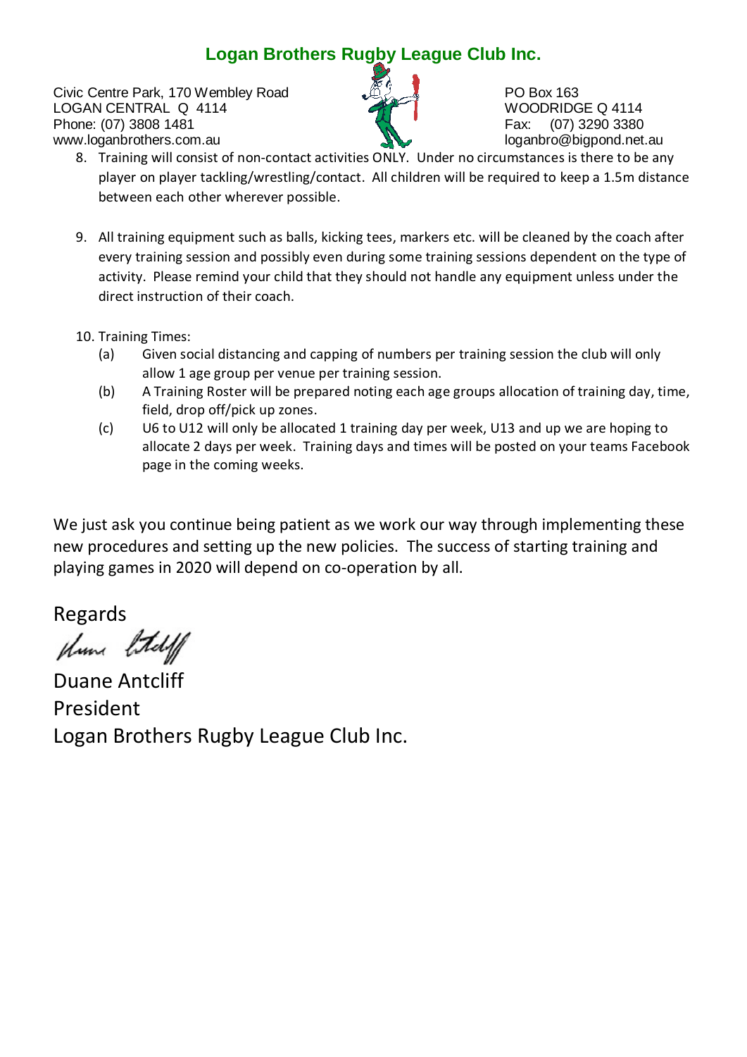**Logan Brothers Rugby League Club Inc.**

Civic Centre Park, 170 Wembley Road
LOGAN CENTRAL Q 4114
Phone: (07) 3808 1481
www.loganbrothers.com.au

PO Box 163
WOODRIDGE Q 4114
Fax: (07) 3290 3380
loganbro@bigpond.net.au

8. Training will consist of non-contact activities ONLY. Under no circumstances is there to be any player on player tackling/wrestling/contact. All children will be required to keep a 1.5m distance between each other wherever possible.

9. All training equipment such as balls, kicking tees, markers etc. will be cleaned by the coach after every training session and possibly even during some training sessions dependent on the type of activity. Please remind your child that they should not handle any equipment unless under the direct instruction of their coach.

10. Training Times:
    (a) Given social distancing and capping of numbers per training session the club will only allow 1 age group per venue per training session.
    (b) A Training Roster will be prepared noting each age groups allocation of training day, time, field, drop off/pick up zones.
    (c) U6 to U12 will only be allocated 1 training day per week, U13 and up we are hoping to allocate 2 days per week. Training days and times will be posted on your teams Facebook page in the coming weeks.

We just ask you continue being patient as we work our way through implementing these new procedures and setting up the new policies. The success of starting training and playing games in 2020 will depend on co-operation by all.

Regards

Duane Antcliff
President
Logan Brothers Rugby League Club Inc.